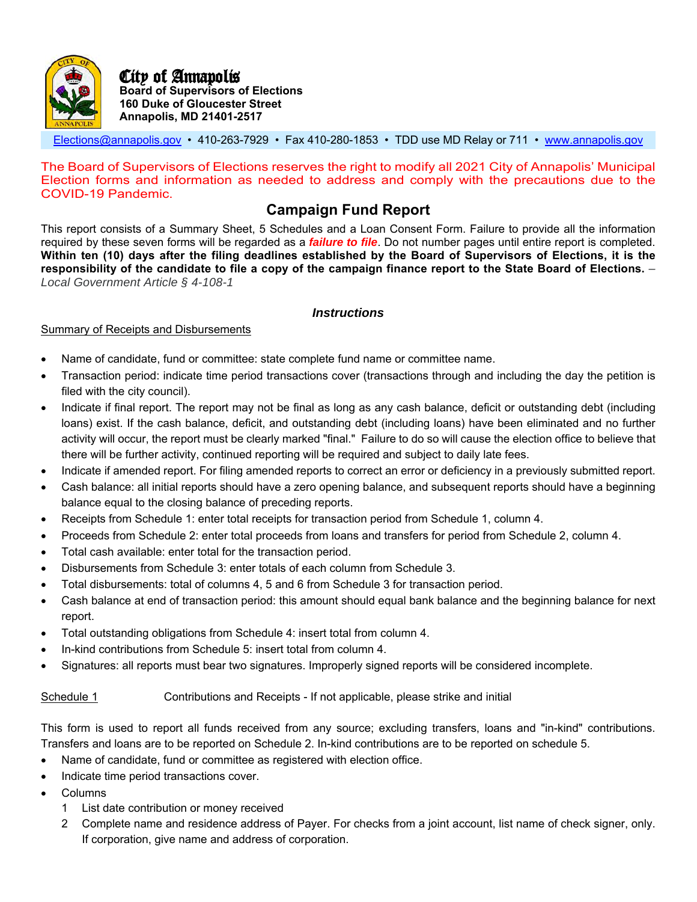# City of Annapolis

**Board of Supervisors of Elections**
**160 Duke of Gloucester Street**
**Annapolis, MD 21401-2517**

Elections@annapolis.gov • 410-263-7929 • Fax 410-280-1853 • TDD use MD Relay or 711 • www.annapolis.gov

The Board of Supervisors of Elections reserves the right to modify all 2021 City of Annapolis' Municipal Election forms and information as needed to address and comply with the precautions due to the COVID-19 Pandemic.

## Campaign Fund Report

This report consists of a Summary Sheet, 5 Schedules and a Loan Consent Form. Failure to provide all the information required by these seven forms will be regarded as a ***failure to file***. Do not number pages until entire report is completed. **Within ten (10) days after the filing deadlines established by the Board of Supervisors of Elections, it is the responsibility of the candidate to file a copy of the campaign finance report to the State Board of Elections.** – *Local Government Article § 4-108-1*

### *Instructions*

Summary of Receipts and Disbursements

- Name of candidate, fund or committee: state complete fund name or committee name.
- Transaction period: indicate time period transactions cover (transactions through and including the day the petition is filed with the city council).
- Indicate if final report. The report may not be final as long as any cash balance, deficit or outstanding debt (including loans) exist. If the cash balance, deficit, and outstanding debt (including loans) have been eliminated and no further activity will occur, the report must be clearly marked "final." Failure to do so will cause the election office to believe that there will be further activity, continued reporting will be required and subject to daily late fees.
- Indicate if amended report. For filing amended reports to correct an error or deficiency in a previously submitted report.
- Cash balance: all initial reports should have a zero opening balance, and subsequent reports should have a beginning balance equal to the closing balance of preceding reports.
- Receipts from Schedule 1: enter total receipts for transaction period from Schedule 1, column 4.
- Proceeds from Schedule 2: enter total proceeds from loans and transfers for period from Schedule 2, column 4.
- Total cash available: enter total for the transaction period.
- Disbursements from Schedule 3: enter totals of each column from Schedule 3.
- Total disbursements: total of columns 4, 5 and 6 from Schedule 3 for transaction period.
- Cash balance at end of transaction period: this amount should equal bank balance and the beginning balance for next report.
- Total outstanding obligations from Schedule 4: insert total from column 4.
- In-kind contributions from Schedule 5: insert total from column 4.
- Signatures: all reports must bear two signatures. Improperly signed reports will be considered incomplete.

Schedule 1 Contributions and Receipts - If not applicable, please strike and initial

This form is used to report all funds received from any source; excluding transfers, loans and "in-kind" contributions. Transfers and loans are to be reported on Schedule 2. In-kind contributions are to be reported on schedule 5.

- Name of candidate, fund or committee as registered with election office.
- Indicate time period transactions cover.
- Columns
  1. List date contribution or money received
  2. Complete name and residence address of Payer. For checks from a joint account, list name of check signer, only. If corporation, give name and address of corporation.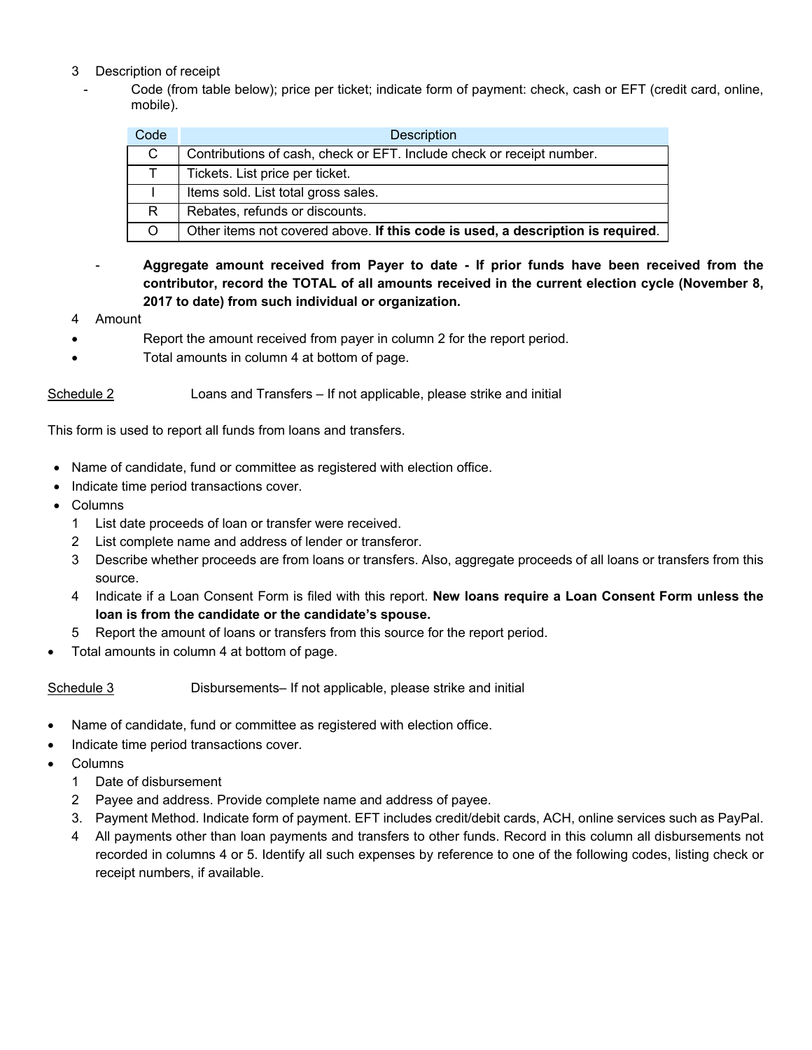3 Description of receipt

- Code (from table below); price per ticket; indicate form of payment: check, cash or EFT (credit card, online, mobile).

| Code | Description |
|---|---|
| C | Contributions of cash, check or EFT. Include check or receipt number. |
| T | Tickets. List price per ticket. |
| I | Items sold. List total gross sales. |
| R | Rebates, refunds or discounts. |
| O | Other items not covered above. **If this code is used, a description is required**. |

- **Aggregate amount received from Payer to date - If prior funds have been received from the contributor, record the TOTAL of all amounts received in the current election cycle (November 8, 2017 to date) from such individual or organization.**

4 Amount

- Report the amount received from payer in column 2 for the report period.
- Total amounts in column 4 at bottom of page.

Schedule 2 Loans and Transfers – If not applicable, please strike and initial

This form is used to report all funds from loans and transfers.

- Name of candidate, fund or committee as registered with election office.
- Indicate time period transactions cover.
- Columns
  1. List date proceeds of loan or transfer were received.
  2. List complete name and address of lender or transferor.
  3. Describe whether proceeds are from loans or transfers. Also, aggregate proceeds of all loans or transfers from this source.
  4. Indicate if a Loan Consent Form is filed with this report. **New loans require a Loan Consent Form unless the loan is from the candidate or the candidate's spouse.**
  5. Report the amount of loans or transfers from this source for the report period.
- Total amounts in column 4 at bottom of page.

Schedule 3 Disbursements– If not applicable, please strike and initial

- Name of candidate, fund or committee as registered with election office.
- Indicate time period transactions cover.
- Columns
  1. Date of disbursement
  2. Payee and address. Provide complete name and address of payee.
  3. Payment Method. Indicate form of payment. EFT includes credit/debit cards, ACH, online services such as PayPal.
  4. All payments other than loan payments and transfers to other funds. Record in this column all disbursements not recorded in columns 4 or 5. Identify all such expenses by reference to one of the following codes, listing check or receipt numbers, if available.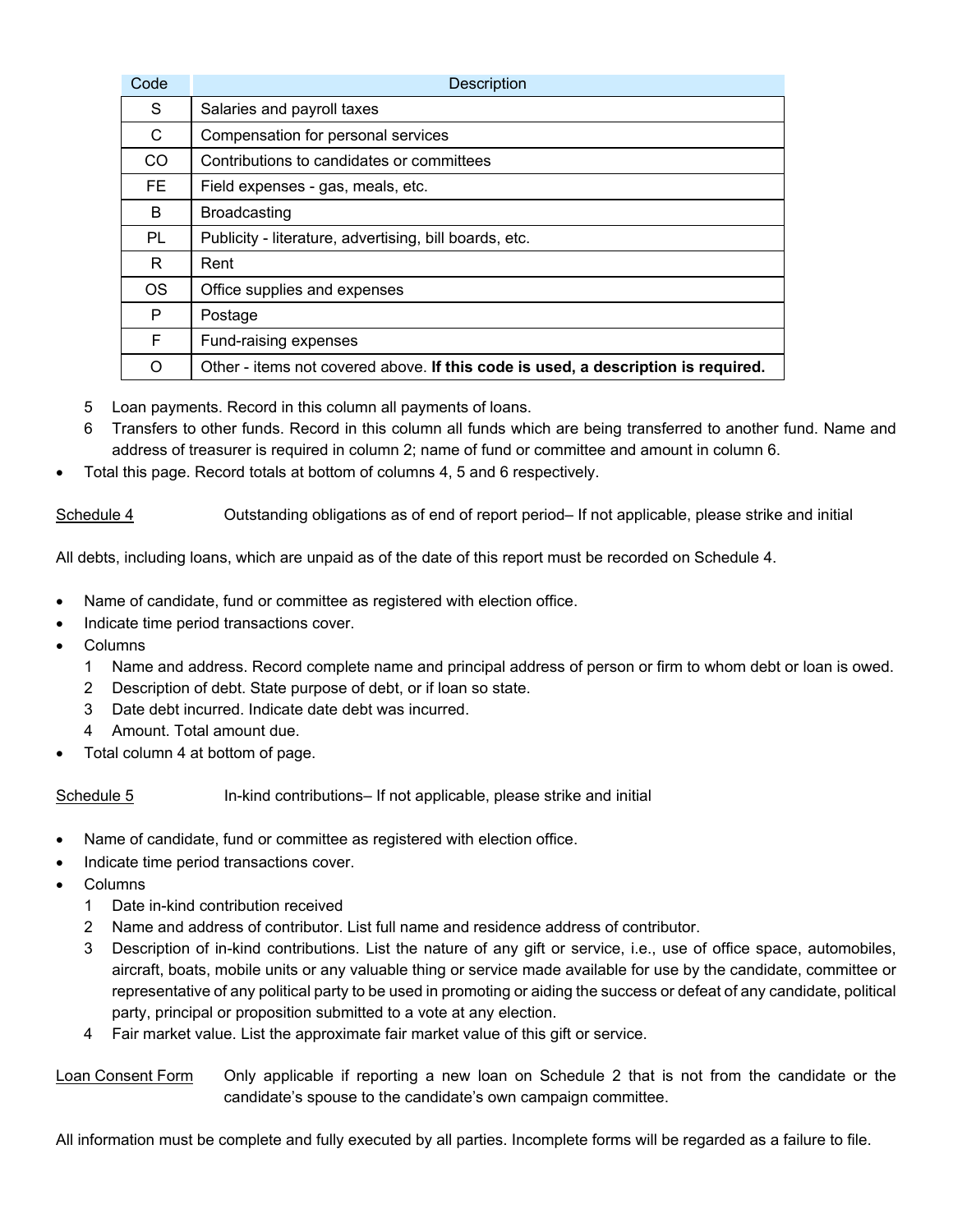| Code | Description |
|---|---|
| S | Salaries and payroll taxes |
| C | Compensation for personal services |
| CO | Contributions to candidates or committees |
| FE | Field expenses - gas, meals, etc. |
| B | Broadcasting |
| PL | Publicity - literature, advertising, bill boards, etc. |
| R | Rent |
| OS | Office supplies and expenses |
| P | Postage |
| F | Fund-raising expenses |
| O | Other - items not covered above. **If this code is used, a description is required.** |

5 Loan payments. Record in this column all payments of loans.

6 Transfers to other funds. Record in this column all funds which are being transferred to another fund. Name and address of treasurer is required in column 2; name of fund or committee and amount in column 6.

- Total this page. Record totals at bottom of columns 4, 5 and 6 respectively.

Schedule 4 Outstanding obligations as of end of report period– If not applicable, please strike and initial

All debts, including loans, which are unpaid as of the date of this report must be recorded on Schedule 4.

- Name of candidate, fund or committee as registered with election office.
- Indicate time period transactions cover.
- Columns
  1. Name and address. Record complete name and principal address of person or firm to whom debt or loan is owed.
  2. Description of debt. State purpose of debt, or if loan so state.
  3. Date debt incurred. Indicate date debt was incurred.
  4. Amount. Total amount due.
- Total column 4 at bottom of page.

Schedule 5 In-kind contributions– If not applicable, please strike and initial

- Name of candidate, fund or committee as registered with election office.
- Indicate time period transactions cover.
- Columns
  1. Date in-kind contribution received
  2. Name and address of contributor. List full name and residence address of contributor.
  3. Description of in-kind contributions. List the nature of any gift or service, i.e., use of office space, automobiles, aircraft, boats, mobile units or any valuable thing or service made available for use by the candidate, committee or representative of any political party to be used in promoting or aiding the success or defeat of any candidate, political party, principal or proposition submitted to a vote at any election.
  4. Fair market value. List the approximate fair market value of this gift or service.

Loan Consent Form Only applicable if reporting a new loan on Schedule 2 that is not from the candidate or the candidate's spouse to the candidate's own campaign committee.

All information must be complete and fully executed by all parties. Incomplete forms will be regarded as a failure to file.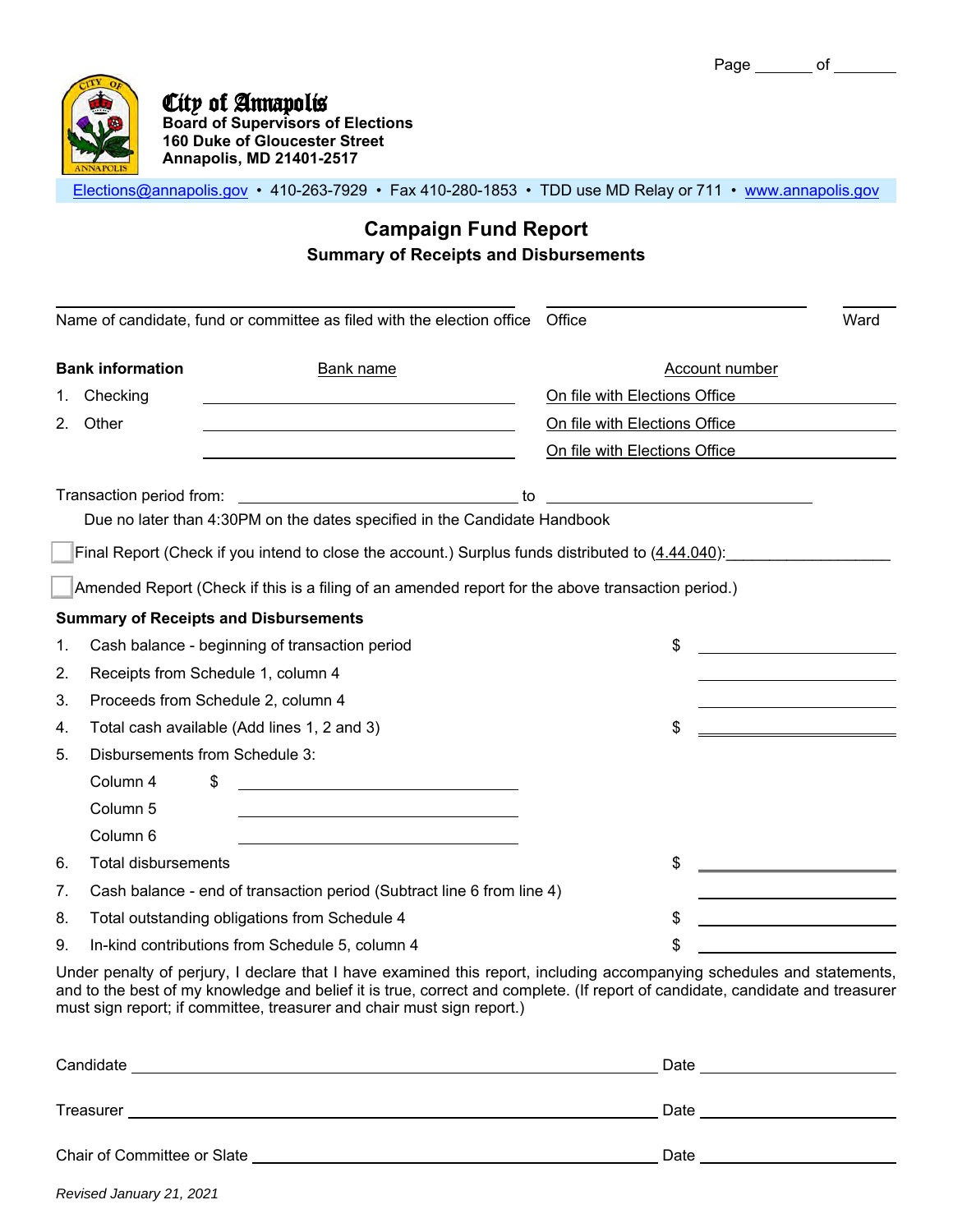Page ______ of ______

**City of Annapolis**
**Board of Supervisors of Elections**
**160 Duke of Gloucester Street**
**Annapolis, MD 21401-2517**

Elections@annapolis.gov • 410-263-7929 • Fax 410-280-1853 • TDD use MD Relay or 711 • www.annapolis.gov

# Campaign Fund Report

## Summary of Receipts and Disbursements

______________________________ Name of candidate, fund or committee as filed with the election office

______________________________ Office

________ Ward

| **Bank information** | Bank name | Account number |
|---|---|---|
| 1. Checking | ______________________ | On file with Elections Office |
| 2. Other | ______________________ | On file with Elections Office |
| | ______________________ | On file with Elections Office |

Transaction period from: ______________________ to ______________________

Due no later than 4:30PM on the dates specified in the Candidate Handbook

☐ Final Report (Check if you intend to close the account.) Surplus funds distributed to (4.44.040):__________________

☐ Amended Report (Check if this is a filing of an amended report for the above transaction period.)

**Summary of Receipts and Disbursements**

1. Cash balance - beginning of transaction period $ ______________
2. Receipts from Schedule 1, column 4 ______________
3. Proceeds from Schedule 2, column 4 ______________
4. Total cash available (Add lines 1, 2 and 3) $ ______________
5. Disbursements from Schedule 3:
   - Column 4 $ ______________
   - Column 5 ______________
   - Column 6 ______________
6. Total disbursements $ ______________
7. Cash balance - end of transaction period (Subtract line 6 from line 4) ______________
8. Total outstanding obligations from Schedule 4 $ ______________
9. In-kind contributions from Schedule 5, column 4 $ ______________

Under penalty of perjury, I declare that I have examined this report, including accompanying schedules and statements, and to the best of my knowledge and belief it is true, correct and complete. (If report of candidate, candidate and treasurer must sign report; if committee, treasurer and chair must sign report.)

Candidate ______________________________ Date ______________

Treasurer ______________________________ Date ______________

Chair of Committee or Slate ______________________________ Date ______________

*Revised January 21, 2021*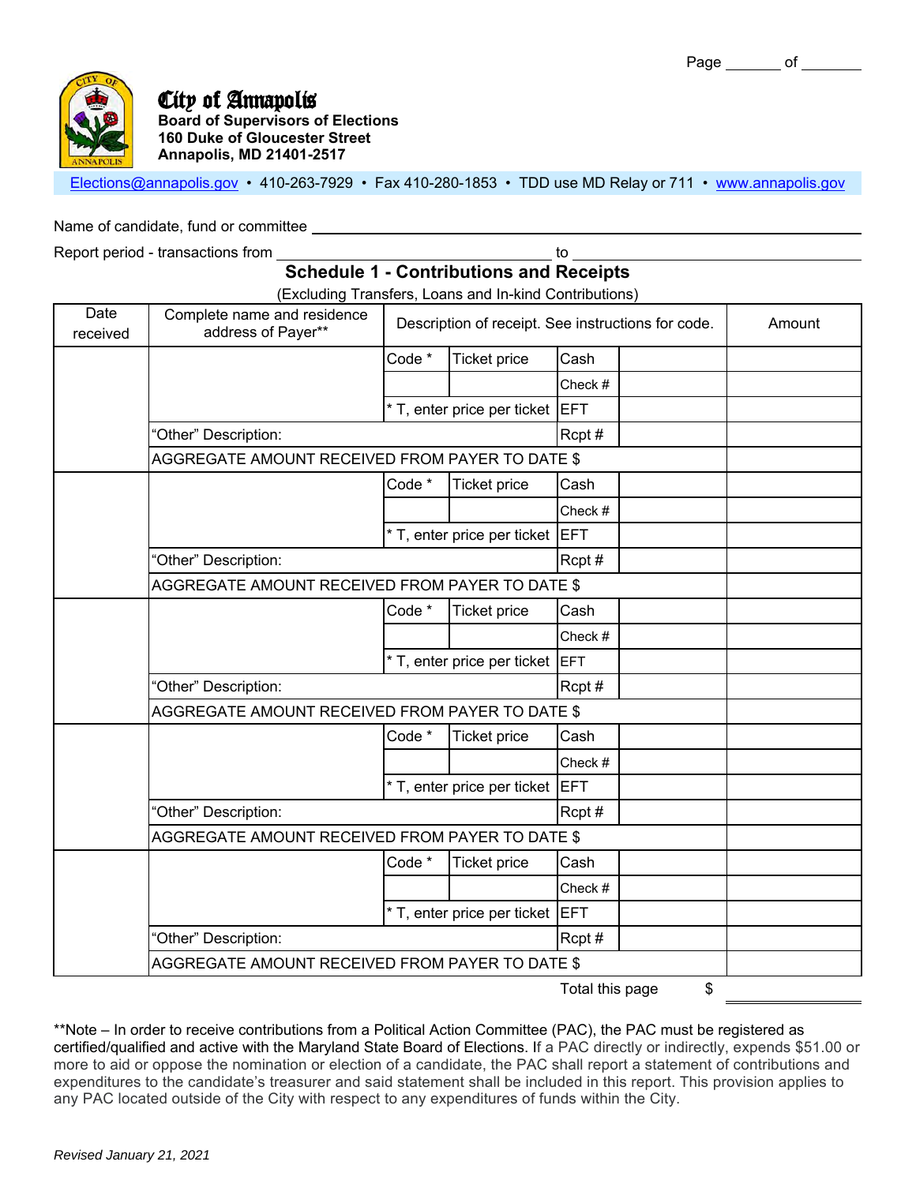Page ______ of ______

**City of Annapolis**
**Board of Supervisors of Elections**
**160 Duke of Gloucester Street**
**Annapolis, MD 21401-2517**

Elections@annapolis.gov • 410-263-7929 • Fax 410-280-1853 • TDD use MD Relay or 711 • www.annapolis.gov

Name of candidate, fund or committee ____________________________________________

Report period - transactions from ______________________ to ______________________

## Schedule 1 - Contributions and Receipts

(Excluding Transfers, Loans and In-kind Contributions)

| Date received | Complete name and residence address of Payer** | Description of receipt. See instructions for code. | | | | Amount |
|---|---|---|---|---|---|---|
| | | Code * | Ticket price | Cash | | |
| | | | | Check # | | |
| | | * T, enter price per ticket | | EFT | | |
| | "Other" Description: | | | Rcpt # | | |
| | AGGREGATE AMOUNT RECEIVED FROM PAYER TO DATE $ | | | | | |
| | | Code * | Ticket price | Cash | | |
| | | | | Check # | | |
| | | * T, enter price per ticket | | EFT | | |
| | "Other" Description: | | | Rcpt # | | |
| | AGGREGATE AMOUNT RECEIVED FROM PAYER TO DATE $ | | | | | |
| | | Code * | Ticket price | Cash | | |
| | | | | Check # | | |
| | | * T, enter price per ticket | | EFT | | |
| | "Other" Description: | | | Rcpt # | | |
| | AGGREGATE AMOUNT RECEIVED FROM PAYER TO DATE $ | | | | | |
| | | Code * | Ticket price | Cash | | |
| | | | | Check # | | |
| | | * T, enter price per ticket | | EFT | | |
| | "Other" Description: | | | Rcpt # | | |
| | AGGREGATE AMOUNT RECEIVED FROM PAYER TO DATE $ | | | | | |
| | | Code * | Ticket price | Cash | | |
| | | | | Check # | | |
| | | * T, enter price per ticket | | EFT | | |
| | "Other" Description: | | | Rcpt # | | |
| | AGGREGATE AMOUNT RECEIVED FROM PAYER TO DATE $ | | | | | |

Total this page $ __________

**Note – In order to receive contributions from a Political Action Committee (PAC), the PAC must be registered as certified/qualified and active with the Maryland State Board of Elections. If a PAC directly or indirectly, expends $51.00 or more to aid or oppose the nomination or election of a candidate, the PAC shall report a statement of contributions and expenditures to the candidate's treasurer and said statement shall be included in this report. This provision applies to any PAC located outside of the City with respect to any expenditures of funds within the City.

*Revised January 21, 2021*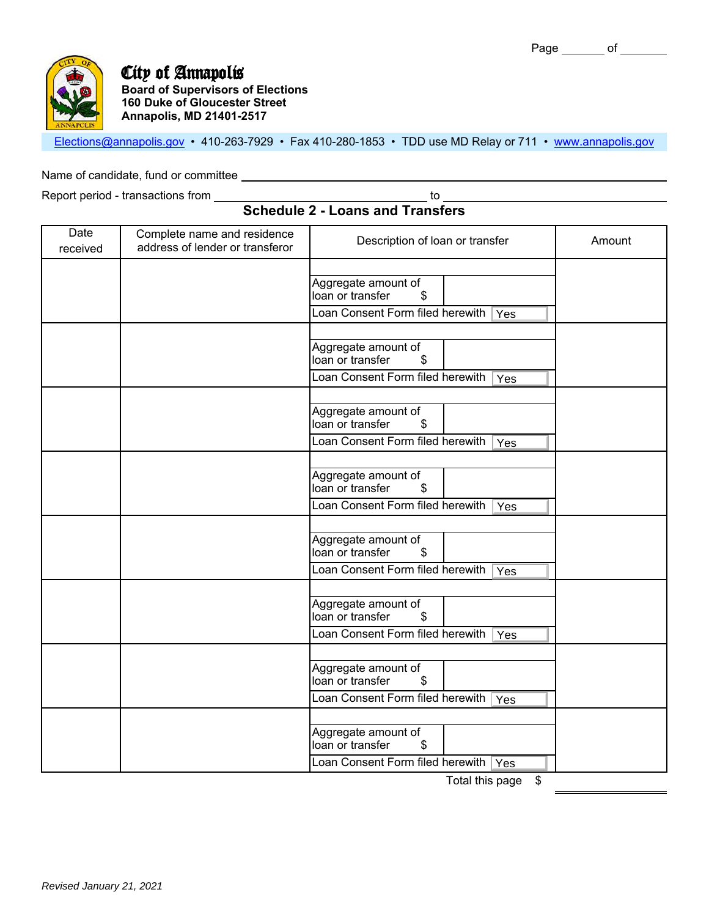Page ______ of ______

# City of Annapolis

**Board of Supervisors of Elections**
**160 Duke of Gloucester Street**
**Annapolis, MD 21401-2517**

Elections@annapolis.gov • 410-263-7929 • Fax 410-280-1853 • TDD use MD Relay or 711 • www.annapolis.gov

Name of candidate, fund or committee ________________________________________

Report period - transactions from ____________________ to ____________________

## Schedule 2 - Loans and Transfers

| Date received | Complete name and residence address of lender or transferor | Description of loan or transfer | Amount |
|---|---|---|---|
| | | Aggregate amount of loan or transfer $ <br> Loan Consent Form filed herewith: Yes | |
| | | Aggregate amount of loan or transfer $ <br> Loan Consent Form filed herewith: Yes | |
| | | Aggregate amount of loan or transfer $ <br> Loan Consent Form filed herewith: Yes | |
| | | Aggregate amount of loan or transfer $ <br> Loan Consent Form filed herewith: Yes | |
| | | Aggregate amount of loan or transfer $ <br> Loan Consent Form filed herewith: Yes | |
| | | Aggregate amount of loan or transfer $ <br> Loan Consent Form filed herewith: Yes | |
| | | Aggregate amount of loan or transfer $ <br> Loan Consent Form filed herewith: Yes | |
| | | Aggregate amount of loan or transfer $ <br> Loan Consent Form filed herewith: Yes | |

Total this page $ ____________

*Revised January 21, 2021*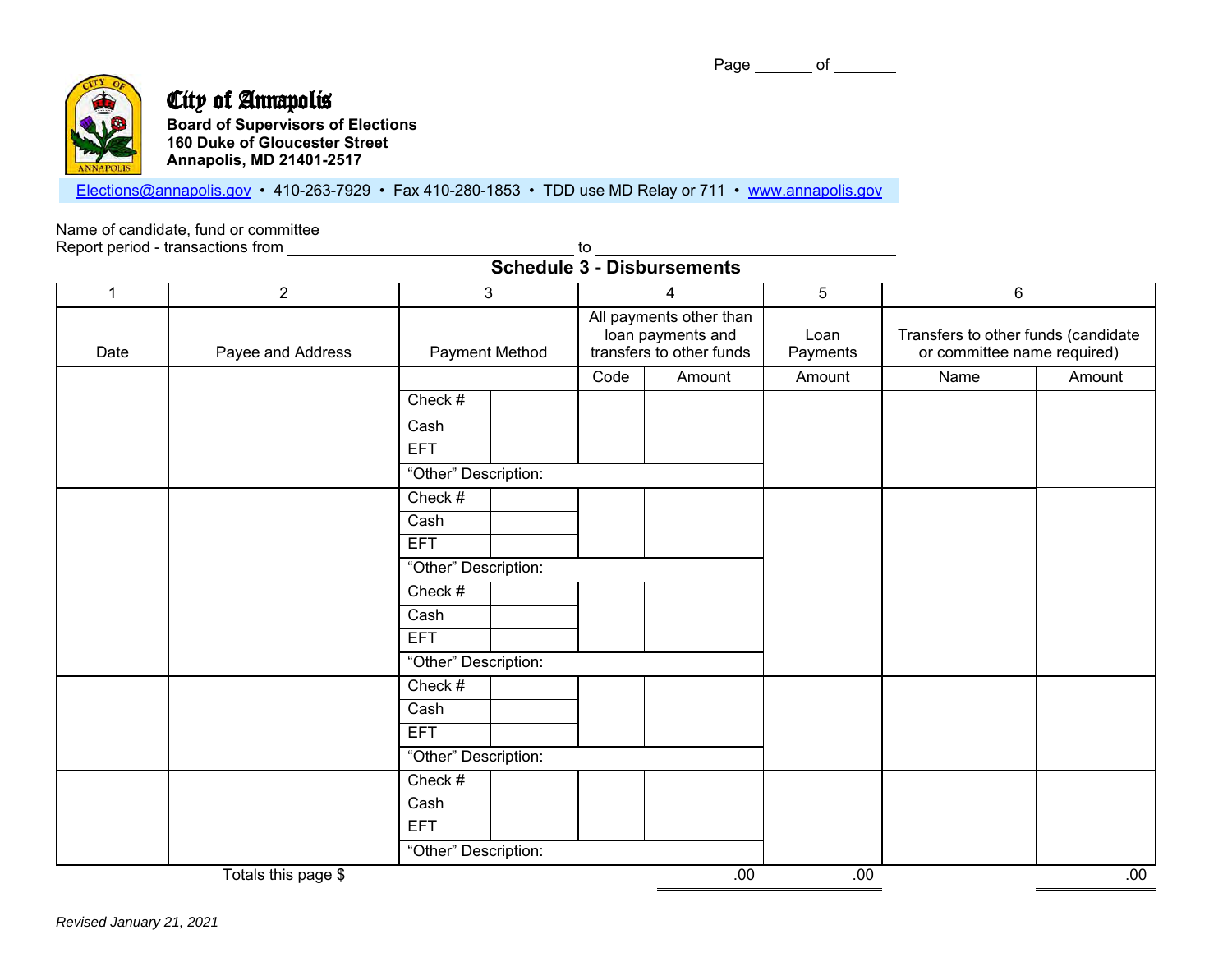Page ______ of ______

# City of Annapolis

**Board of Supervisors of Elections**
**160 Duke of Gloucester Street**
**Annapolis, MD 21401-2517**

Elections@annapolis.gov • 410-263-7929 • Fax 410-280-1853 • TDD use MD Relay or 711 • www.annapolis.gov

Name of candidate, fund or committee ____________________________________________
Report period - transactions from ______________________ to ______________________

## Schedule 3 - Disbursements

| 1 | 2 | 3 | | 4 | | 5 | 6 | |
|---|---|---|---|---|---|---|---|---|
| Date | Payee and Address | Payment Method | | All payments other than loan payments and transfers to other funds | | Loan Payments | Transfers to other funds (candidate or committee name required) | |
| | | | | Code | Amount | Amount | Name | Amount |
| | | Check # | | | | | | |
| | | Cash | | | | | | |
| | | EFT | | | | | | |
| | | "Other" Description: | | | | | | |
| | | Check # | | | | | | |
| | | Cash | | | | | | |
| | | EFT | | | | | | |
| | | "Other" Description: | | | | | | |
| | | Check # | | | | | | |
| | | Cash | | | | | | |
| | | EFT | | | | | | |
| | | "Other" Description: | | | | | | |
| | | Check # | | | | | | |
| | | Cash | | | | | | |
| | | EFT | | | | | | |
| | | "Other" Description: | | | | | | |
| | | Check # | | | | | | |
| | | Cash | | | | | | |
| | | EFT | | | | | | |
| | | "Other" Description: | | | | | | |
| | Totals this page $ | | | | .00 | .00 | | .00 |

*Revised January 21, 2021*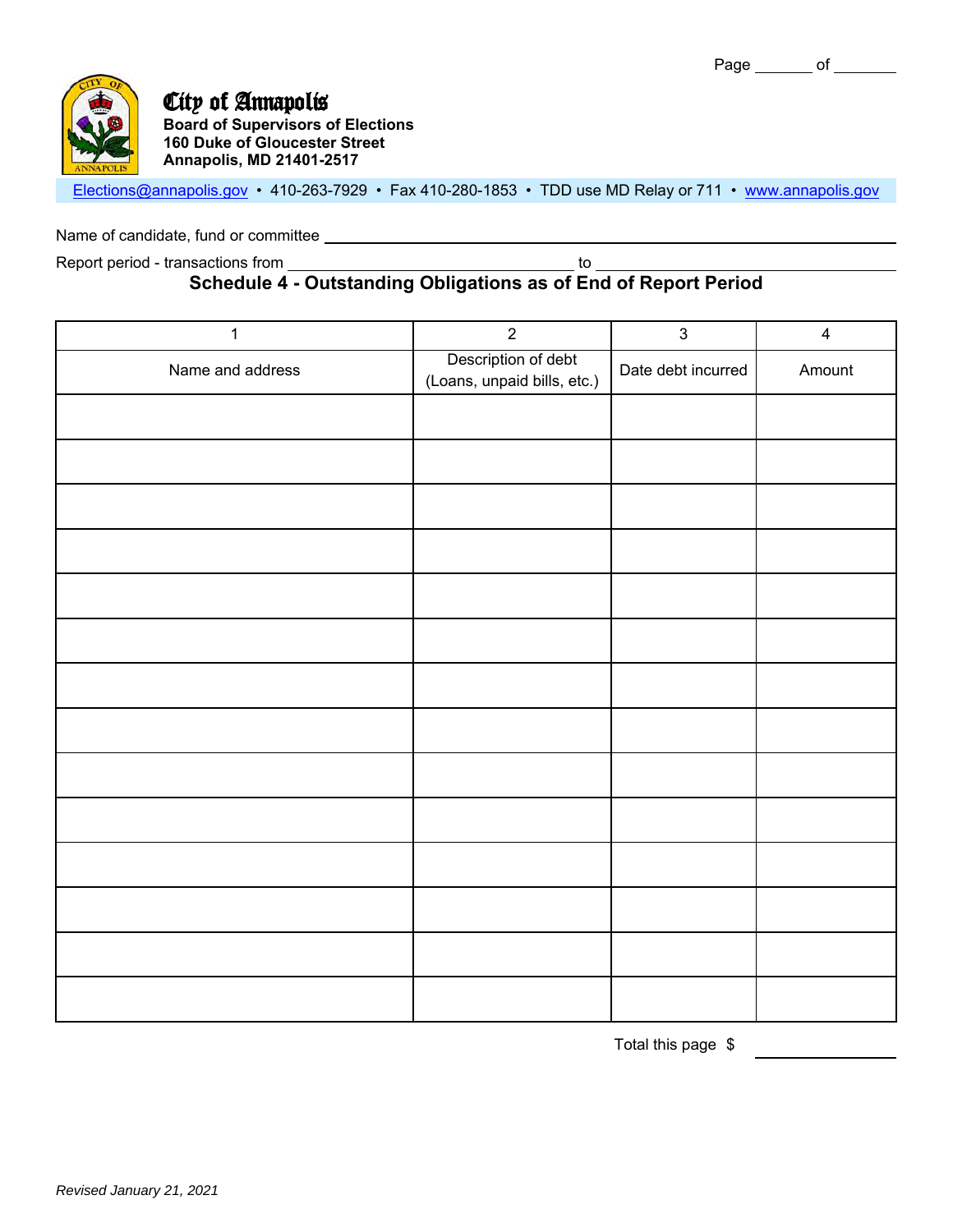Page _______ of _______

**City of Annapolis**
**Board of Supervisors of Elections**
**160 Duke of Gloucester Street**
**Annapolis, MD 21401-2517**

Elections@annapolis.gov • 410-263-7929 • Fax 410-280-1853 • TDD use MD Relay or 711 • www.annapolis.gov

Name of candidate, fund or committee ______________________________

Report period - transactions from ______________________ to ______________________

## Schedule 4 - Outstanding Obligations as of End of Report Period

| 1 | 2 | 3 | 4 |
|---|---|---|---|
| Name and address | Description of debt (Loans, unpaid bills, etc.) | Date debt incurred | Amount |
| | | | |
| | | | |
| | | | |
| | | | |
| | | | |
| | | | |
| | | | |
| | | | |
| | | | |
| | | | |
| | | | |
| | | | |
| | | | |
| | | | |

Total this page $ ____________

*Revised January 21, 2021*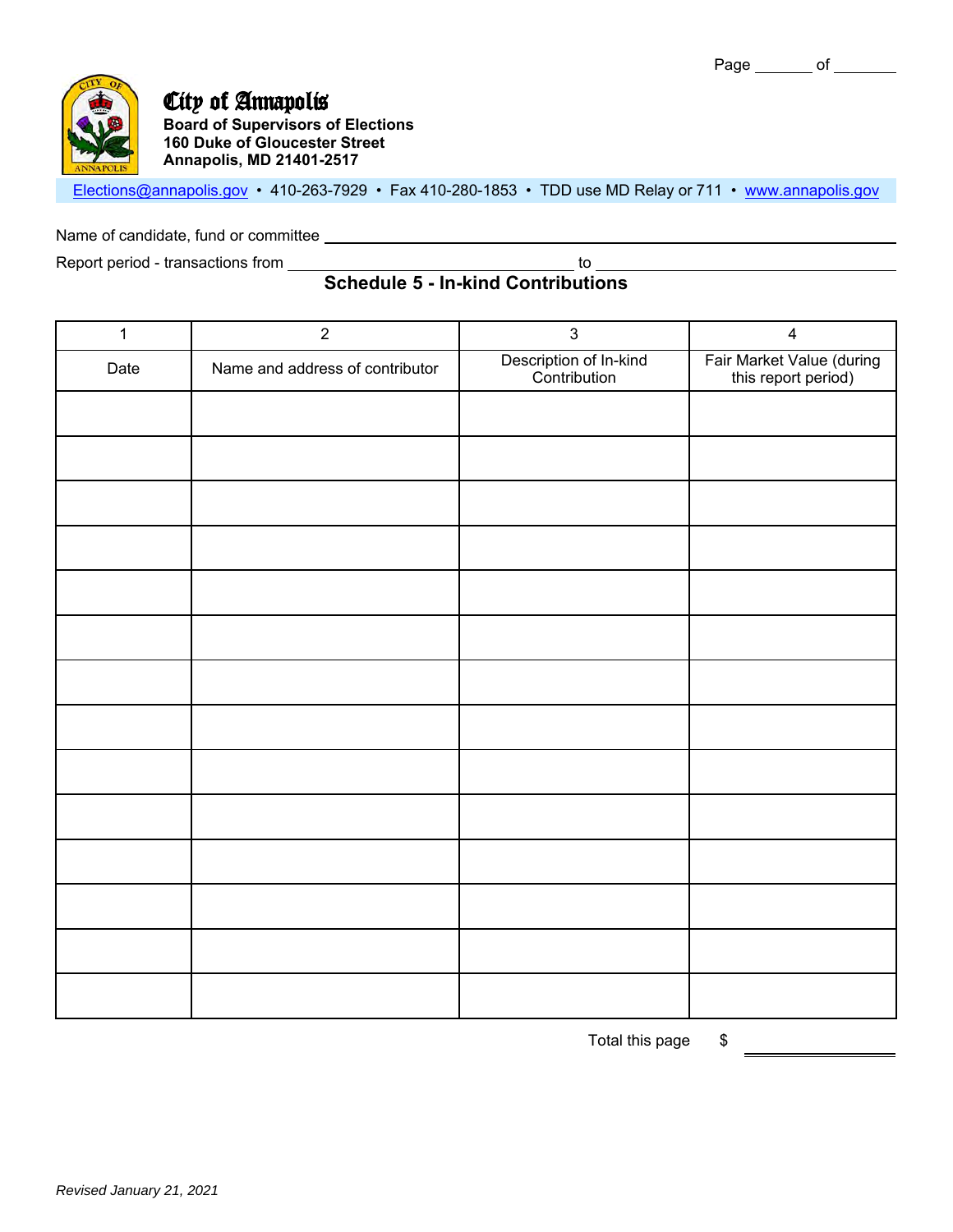Page ______ of ______

# City of Annapolis

**Board of Supervisors of Elections**
**160 Duke of Gloucester Street**
**Annapolis, MD 21401-2517**

Elections@annapolis.gov • 410-263-7929 • Fax 410-280-1853 • TDD use MD Relay or 711 • www.annapolis.gov

Name of candidate, fund or committee ____________________________________________

Report period - transactions from ______________________ to ______________________

## Schedule 5 - In-kind Contributions

| 1 | 2 | 3 | 4 |
|---|---|---|---|
| Date | Name and address of contributor | Description of In-kind Contribution | Fair Market Value (during this report period) |
| | | | |
| | | | |
| | | | |
| | | | |
| | | | |
| | | | |
| | | | |
| | | | |
| | | | |
| | | | |
| | | | |
| | | | |
| | | | |
| | | | |

Total this page $ ____________

*Revised January 21, 2021*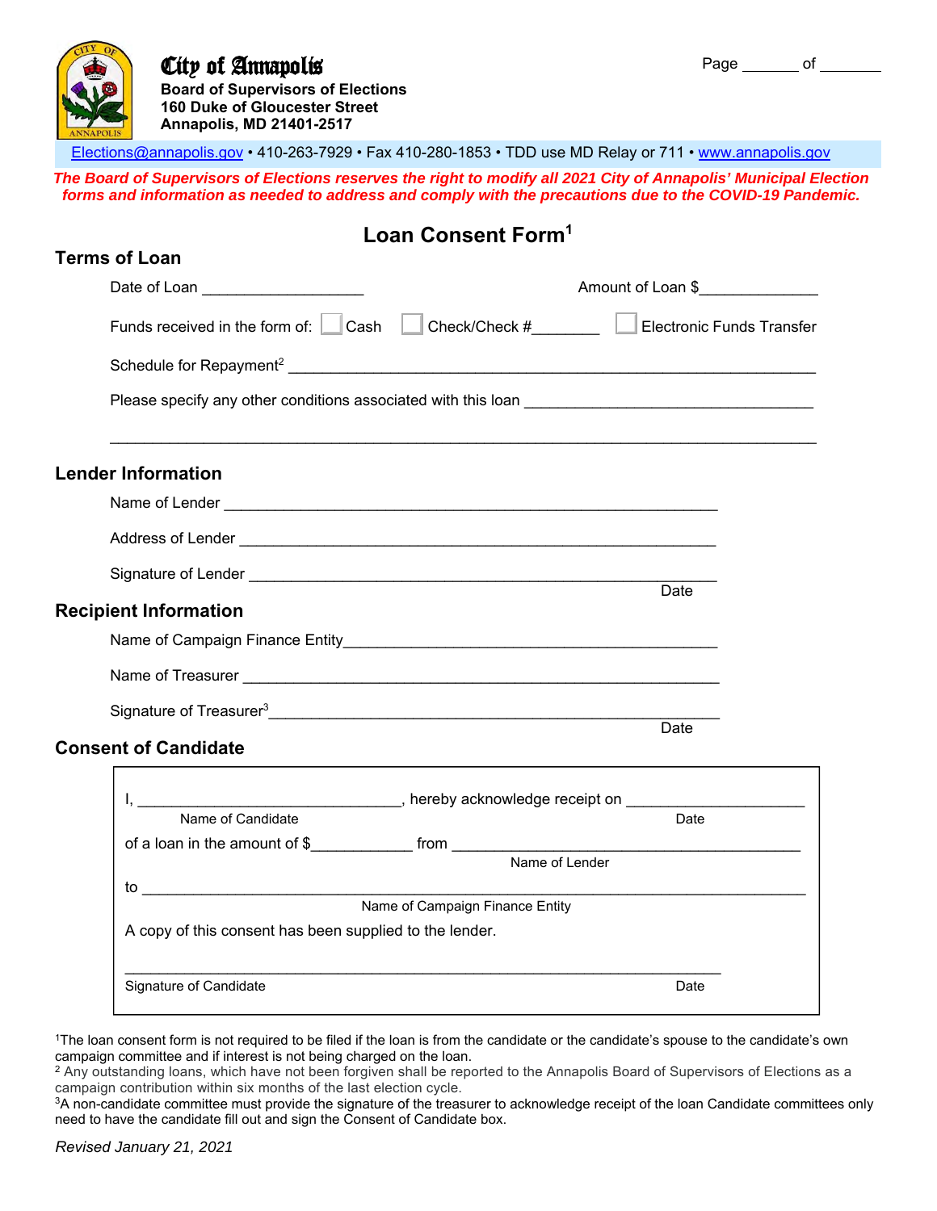**City of Annapolis**
**Board of Supervisors of Elections**
**160 Duke of Gloucester Street**
**Annapolis, MD 21401-2517**

Page _______ of _______

Elections@annapolis.gov • 410-263-7929 • Fax 410-280-1853 • TDD use MD Relay or 711 • www.annapolis.gov

***The Board of Supervisors of Elections reserves the right to modify all 2021 City of Annapolis' Municipal Election forms and information as needed to address and comply with the precautions due to the COVID-19 Pandemic.***

# Loan Consent Form[1]

## Terms of Loan

Date of Loan ___________________ Amount of Loan $______________

Funds received in the form of: ☐ Cash ☐ Check/Check #________ ☐ Electronic Funds Transfer

Schedule for Repayment[2] ______________________________________________________________

Please specify any other conditions associated with this loan _________________________________

_______________________________________________________________________________

## Lender Information

Name of Lender __________________________________________________________

Address of Lender ________________________________________________________

Signature of Lender _______________________________________________________
Date

## Recipient Information

Name of Campaign Finance Entity___________________________________________

Name of Treasurer ________________________________________________________

Signature of Treasurer[3]____________________________________________________
Date

## Consent of Candidate

I, _______________________________, hereby acknowledge receipt on _____________________
Name of Candidate Date

of a loan in the amount of $____________ from ________________________________________
Name of Lender

to ______________________________________________________________________________
Name of Campaign Finance Entity

A copy of this consent has been supplied to the lender.

_______________________________________________________________________
Signature of Candidate Date

[1]The loan consent form is not required to be filed if the loan is from the candidate or the candidate's spouse to the candidate's own campaign committee and if interest is not being charged on the loan.

[2] Any outstanding loans, which have not been forgiven shall be reported to the Annapolis Board of Supervisors of Elections as a campaign contribution within six months of the last election cycle.

[3]A non-candidate committee must provide the signature of the treasurer to acknowledge receipt of the loan Candidate committees only need to have the candidate fill out and sign the Consent of Candidate box.

*Revised January 21, 2021*